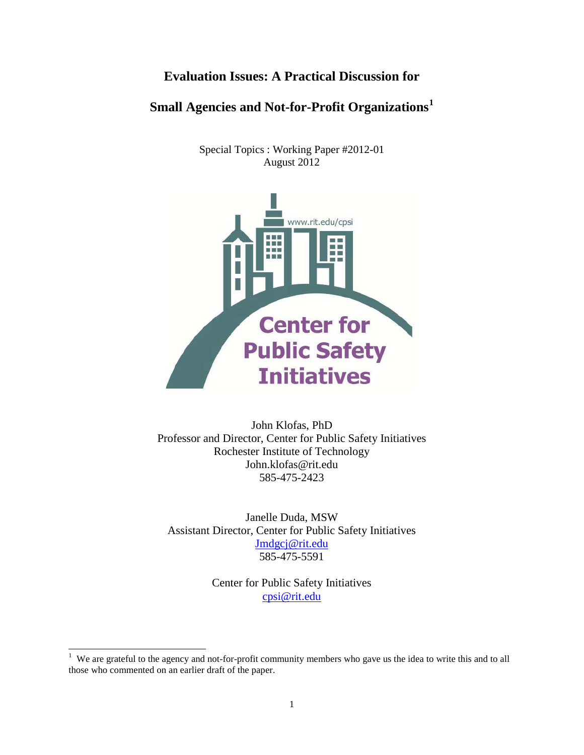# Evaluation Issues: A Practical Discussion for Small Agencies and Not-for-Profit Organizations[1]

Special Topics : Working Paper #2012-01
August 2012

www.rit.edu/cpsi

Center for Public Safety Initiatives

John Klofas, PhD
Professor and Director, Center for Public Safety Initiatives
Rochester Institute of Technology
John.klofas@rit.edu
585-475-2423

Janelle Duda, MSW
Assistant Director, Center for Public Safety Initiatives
Jmdgcj@rit.edu
585-475-5591

Center for Public Safety Initiatives
cpsi@rit.edu

[1] We are grateful to the agency and not-for-profit community members who gave us the idea to write this and to all those who commented on an earlier draft of the paper.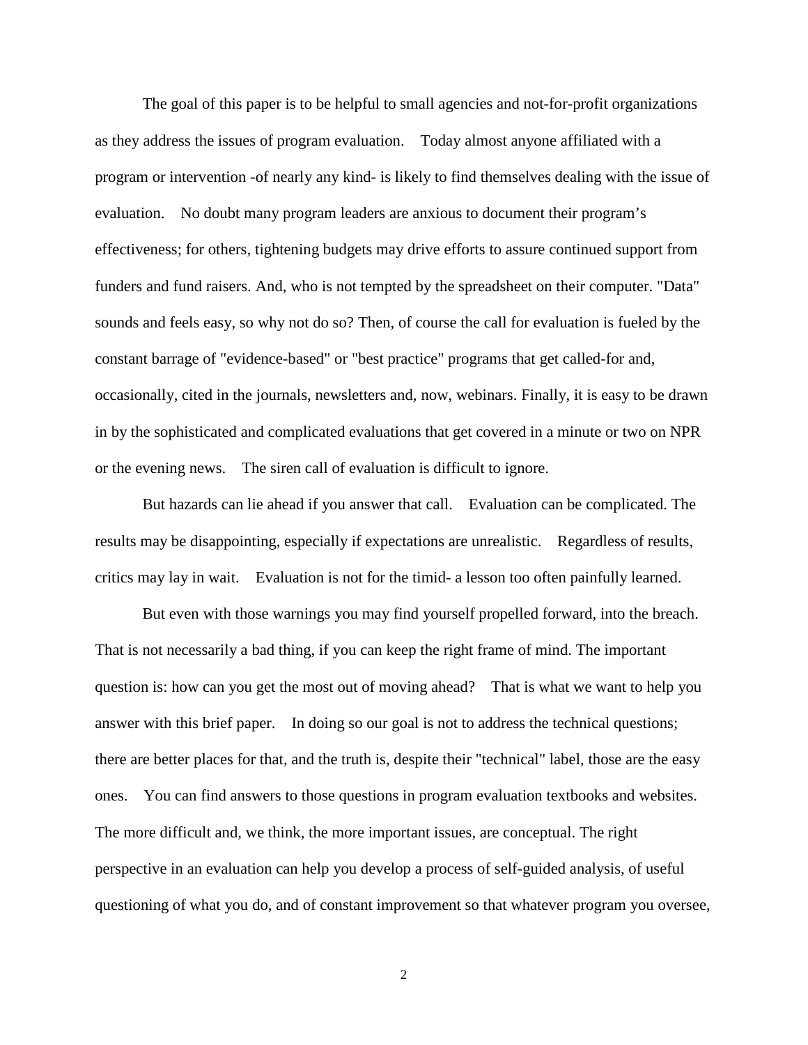The goal of this paper is to be helpful to small agencies and not-for-profit organizations as they address the issues of program evaluation. Today almost anyone affiliated with a program or intervention -of nearly any kind- is likely to find themselves dealing with the issue of evaluation. No doubt many program leaders are anxious to document their program's effectiveness; for others, tightening budgets may drive efforts to assure continued support from funders and fund raisers. And, who is not tempted by the spreadsheet on their computer. "Data" sounds and feels easy, so why not do so? Then, of course the call for evaluation is fueled by the constant barrage of "evidence-based" or "best practice" programs that get called-for and, occasionally, cited in the journals, newsletters and, now, webinars. Finally, it is easy to be drawn in by the sophisticated and complicated evaluations that get covered in a minute or two on NPR or the evening news. The siren call of evaluation is difficult to ignore.

But hazards can lie ahead if you answer that call. Evaluation can be complicated. The results may be disappointing, especially if expectations are unrealistic. Regardless of results, critics may lay in wait. Evaluation is not for the timid- a lesson too often painfully learned.

But even with those warnings you may find yourself propelled forward, into the breach. That is not necessarily a bad thing, if you can keep the right frame of mind. The important question is: how can you get the most out of moving ahead? That is what we want to help you answer with this brief paper. In doing so our goal is not to address the technical questions; there are better places for that, and the truth is, despite their "technical" label, those are the easy ones. You can find answers to those questions in program evaluation textbooks and websites. The more difficult and, we think, the more important issues, are conceptual. The right perspective in an evaluation can help you develop a process of self-guided analysis, of useful questioning of what you do, and of constant improvement so that whatever program you oversee,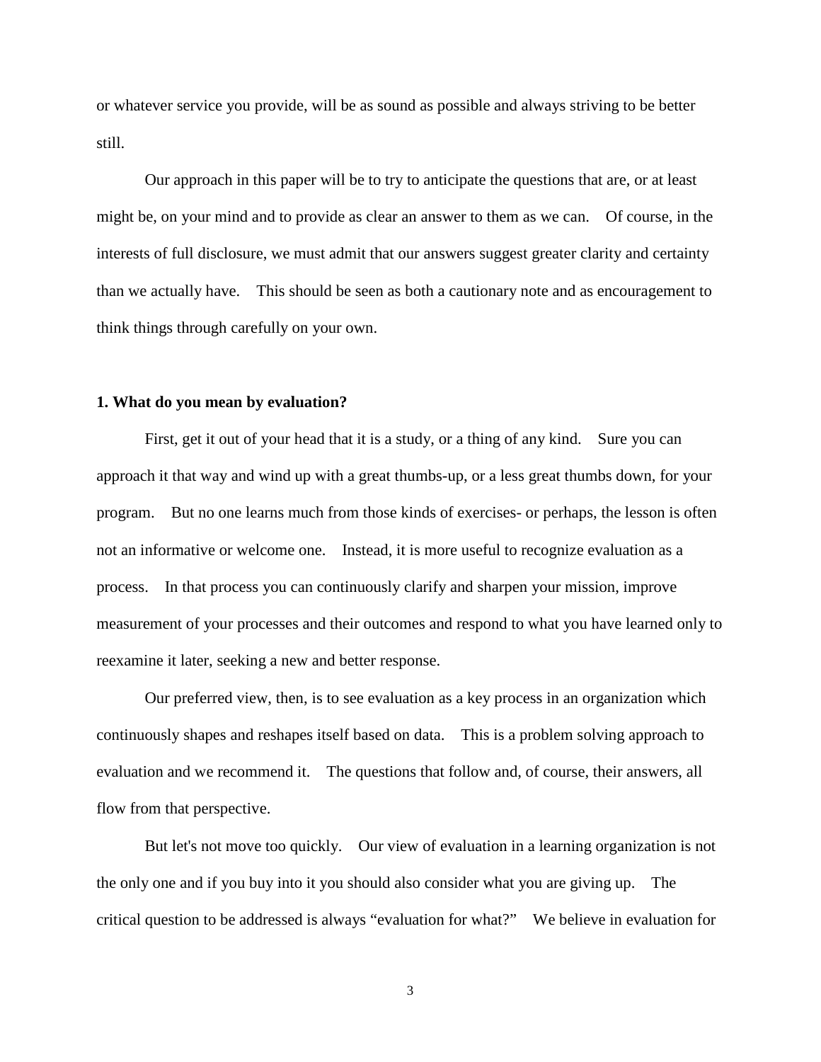or whatever service you provide, will be as sound as possible and always striving to be better still.

Our approach in this paper will be to try to anticipate the questions that are, or at least might be, on your mind and to provide as clear an answer to them as we can. Of course, in the interests of full disclosure, we must admit that our answers suggest greater clarity and certainty than we actually have. This should be seen as both a cautionary note and as encouragement to think things through carefully on your own.

### 1. What do you mean by evaluation?

First, get it out of your head that it is a study, or a thing of any kind. Sure you can approach it that way and wind up with a great thumbs-up, or a less great thumbs down, for your program. But no one learns much from those kinds of exercises- or perhaps, the lesson is often not an informative or welcome one. Instead, it is more useful to recognize evaluation as a process. In that process you can continuously clarify and sharpen your mission, improve measurement of your processes and their outcomes and respond to what you have learned only to reexamine it later, seeking a new and better response.

Our preferred view, then, is to see evaluation as a key process in an organization which continuously shapes and reshapes itself based on data. This is a problem solving approach to evaluation and we recommend it. The questions that follow and, of course, their answers, all flow from that perspective.

But let's not move too quickly. Our view of evaluation in a learning organization is not the only one and if you buy into it you should also consider what you are giving up. The critical question to be addressed is always "evaluation for what?" We believe in evaluation for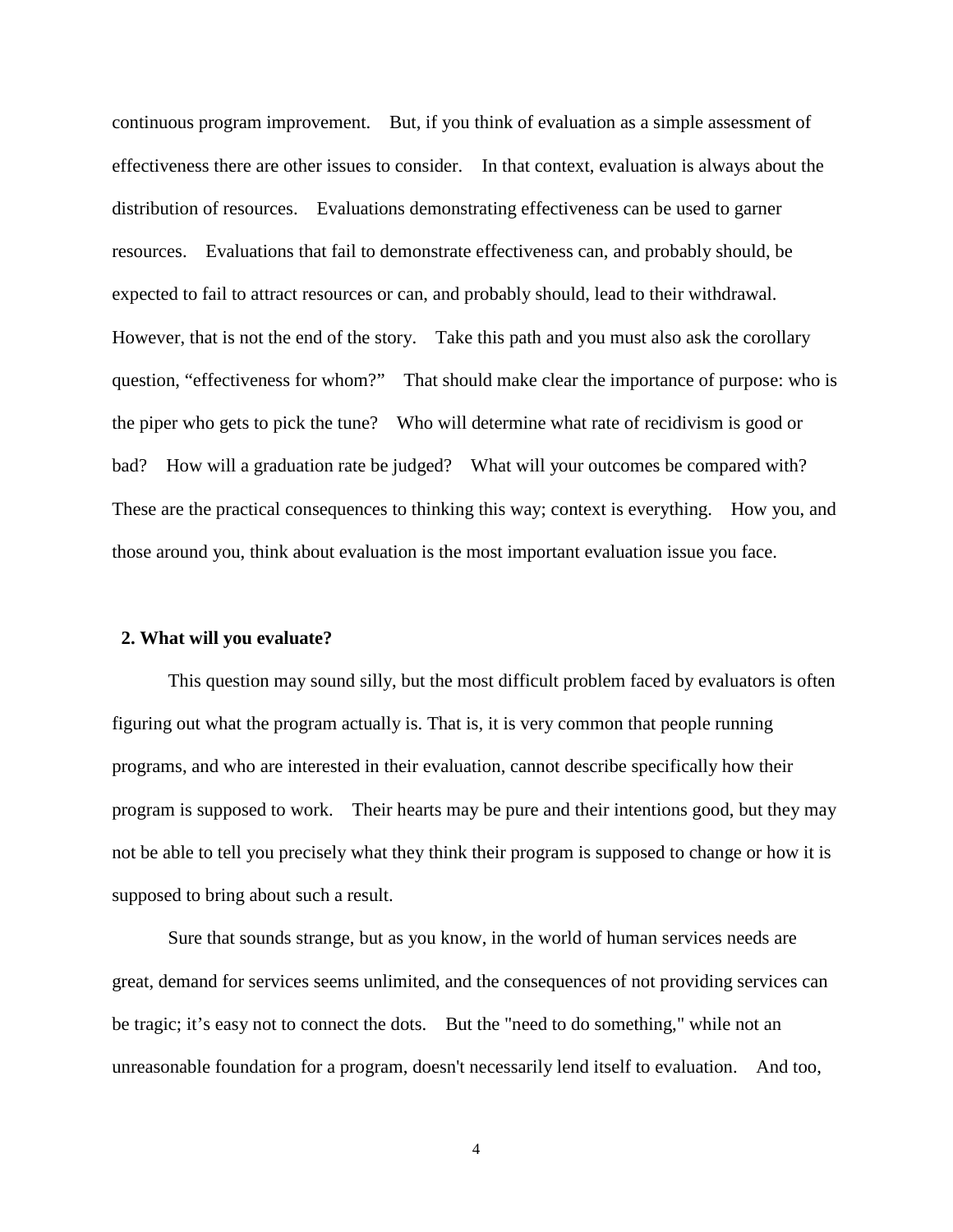continuous program improvement. But, if you think of evaluation as a simple assessment of effectiveness there are other issues to consider. In that context, evaluation is always about the distribution of resources. Evaluations demonstrating effectiveness can be used to garner resources. Evaluations that fail to demonstrate effectiveness can, and probably should, be expected to fail to attract resources or can, and probably should, lead to their withdrawal. However, that is not the end of the story. Take this path and you must also ask the corollary question, "effectiveness for whom?" That should make clear the importance of purpose: who is the piper who gets to pick the tune? Who will determine what rate of recidivism is good or bad? How will a graduation rate be judged? What will your outcomes be compared with? These are the practical consequences to thinking this way; context is everything. How you, and those around you, think about evaluation is the most important evaluation issue you face.

## 2. What will you evaluate?

This question may sound silly, but the most difficult problem faced by evaluators is often figuring out what the program actually is. That is, it is very common that people running programs, and who are interested in their evaluation, cannot describe specifically how their program is supposed to work. Their hearts may be pure and their intentions good, but they may not be able to tell you precisely what they think their program is supposed to change or how it is supposed to bring about such a result.

Sure that sounds strange, but as you know, in the world of human services needs are great, demand for services seems unlimited, and the consequences of not providing services can be tragic; it's easy not to connect the dots. But the "need to do something," while not an unreasonable foundation for a program, doesn't necessarily lend itself to evaluation. And too,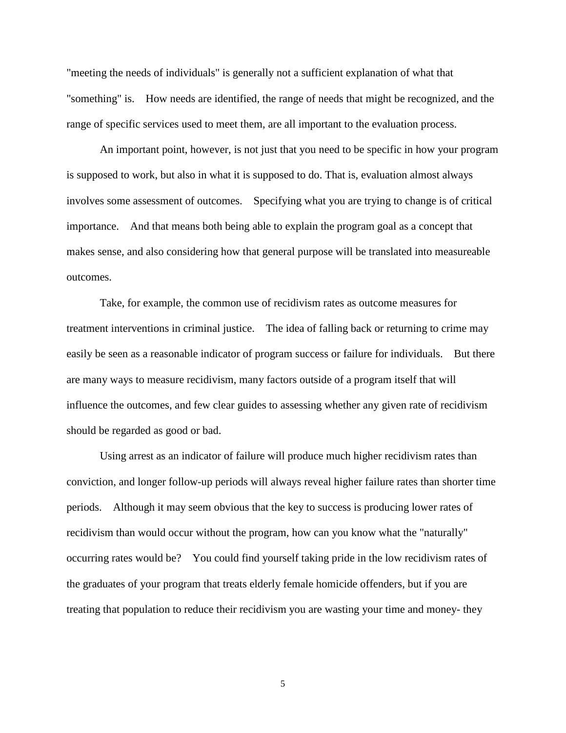"meeting the needs of individuals" is generally not a sufficient explanation of what that "something" is. How needs are identified, the range of needs that might be recognized, and the range of specific services used to meet them, are all important to the evaluation process.

An important point, however, is not just that you need to be specific in how your program is supposed to work, but also in what it is supposed to do. That is, evaluation almost always involves some assessment of outcomes. Specifying what you are trying to change is of critical importance. And that means both being able to explain the program goal as a concept that makes sense, and also considering how that general purpose will be translated into measureable outcomes.

Take, for example, the common use of recidivism rates as outcome measures for treatment interventions in criminal justice. The idea of falling back or returning to crime may easily be seen as a reasonable indicator of program success or failure for individuals. But there are many ways to measure recidivism, many factors outside of a program itself that will influence the outcomes, and few clear guides to assessing whether any given rate of recidivism should be regarded as good or bad.

Using arrest as an indicator of failure will produce much higher recidivism rates than conviction, and longer follow-up periods will always reveal higher failure rates than shorter time periods. Although it may seem obvious that the key to success is producing lower rates of recidivism than would occur without the program, how can you know what the "naturally" occurring rates would be? You could find yourself taking pride in the low recidivism rates of the graduates of your program that treats elderly female homicide offenders, but if you are treating that population to reduce their recidivism you are wasting your time and money- they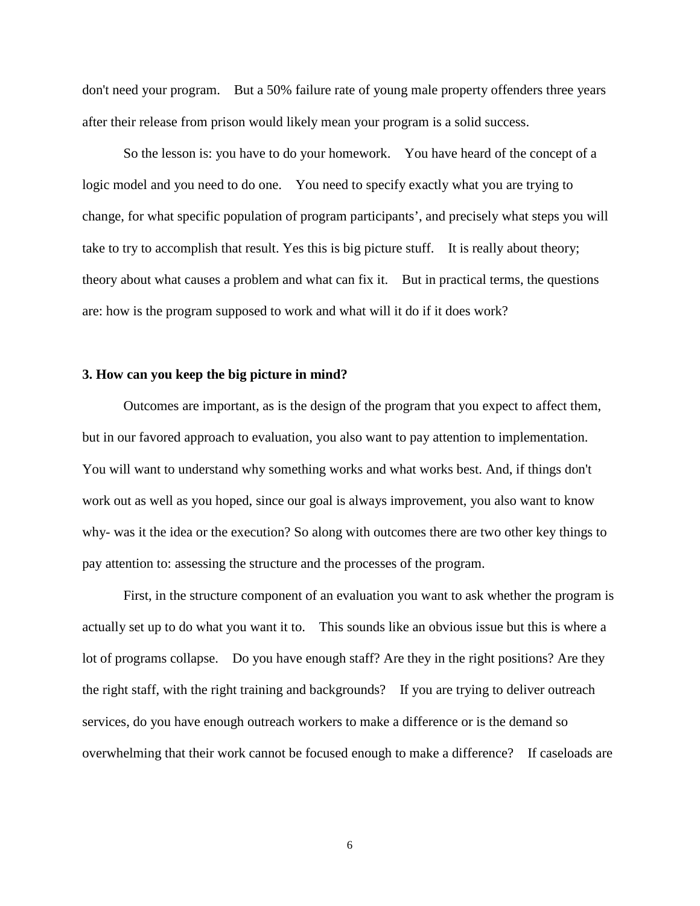don't need your program.  But a 50% failure rate of young male property offenders three years after their release from prison would likely mean your program is a solid success.

So the lesson is: you have to do your homework.  You have heard of the concept of a logic model and you need to do one.  You need to specify exactly what you are trying to change, for what specific population of program participants', and precisely what steps you will take to try to accomplish that result. Yes this is big picture stuff.  It is really about theory; theory about what causes a problem and what can fix it.  But in practical terms, the questions are: how is the program supposed to work and what will it do if it does work?

**3. How can you keep the big picture in mind?**

Outcomes are important, as is the design of the program that you expect to affect them, but in our favored approach to evaluation, you also want to pay attention to implementation. You will want to understand why something works and what works best. And, if things don't work out as well as you hoped, since our goal is always improvement, you also want to know why- was it the idea or the execution? So along with outcomes there are two other key things to pay attention to: assessing the structure and the processes of the program.

First, in the structure component of an evaluation you want to ask whether the program is actually set up to do what you want it to.  This sounds like an obvious issue but this is where a lot of programs collapse.  Do you have enough staff? Are they in the right positions? Are they the right staff, with the right training and backgrounds?  If you are trying to deliver outreach services, do you have enough outreach workers to make a difference or is the demand so overwhelming that their work cannot be focused enough to make a difference?  If caseloads are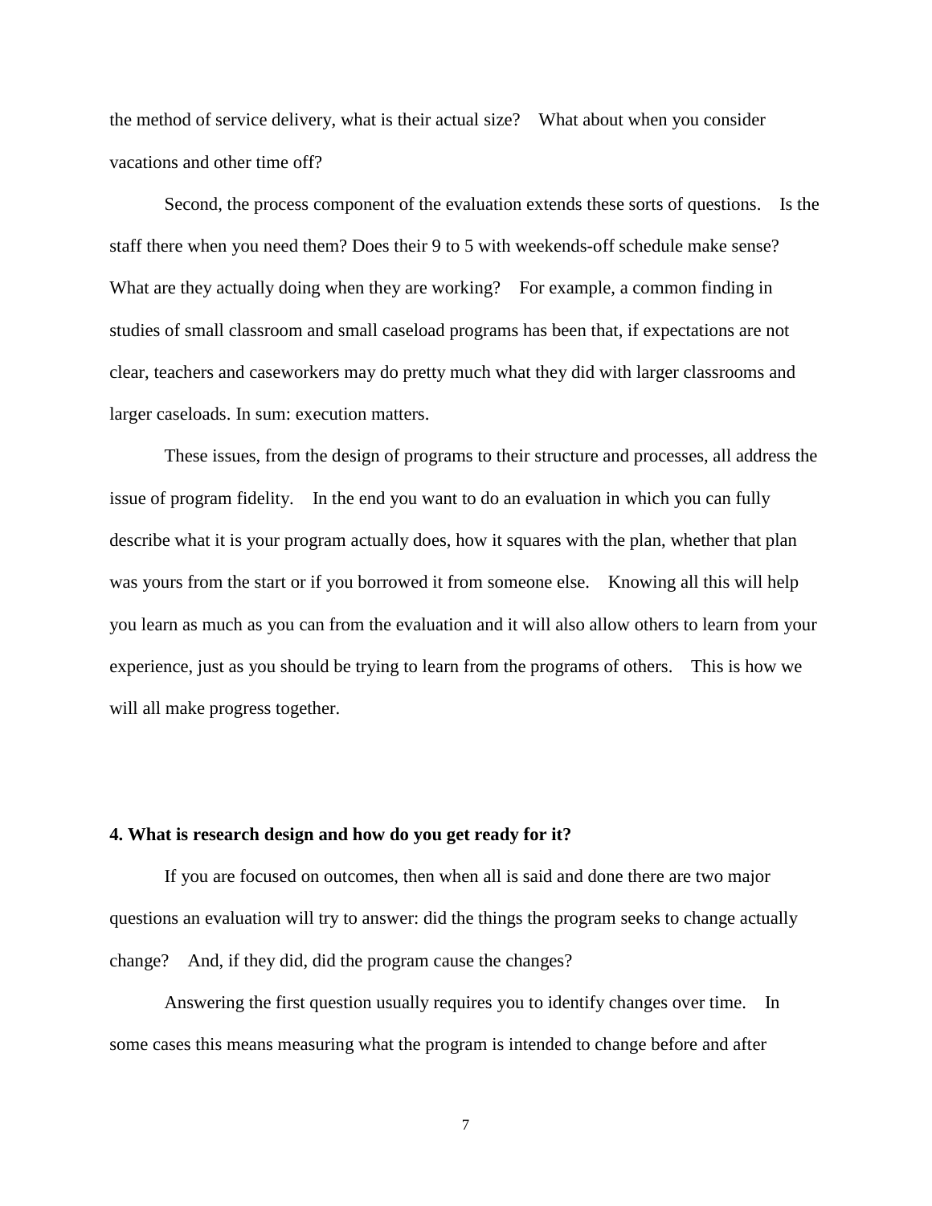the method of service delivery, what is their actual size? What about when you consider vacations and other time off?

Second, the process component of the evaluation extends these sorts of questions. Is the staff there when you need them? Does their 9 to 5 with weekends-off schedule make sense? What are they actually doing when they are working? For example, a common finding in studies of small classroom and small caseload programs has been that, if expectations are not clear, teachers and caseworkers may do pretty much what they did with larger classrooms and larger caseloads. In sum: execution matters.

These issues, from the design of programs to their structure and processes, all address the issue of program fidelity. In the end you want to do an evaluation in which you can fully describe what it is your program actually does, how it squares with the plan, whether that plan was yours from the start or if you borrowed it from someone else. Knowing all this will help you learn as much as you can from the evaluation and it will also allow others to learn from your experience, just as you should be trying to learn from the programs of others. This is how we will all make progress together.

**4. What is research design and how do you get ready for it?**

If you are focused on outcomes, then when all is said and done there are two major questions an evaluation will try to answer: did the things the program seeks to change actually change? And, if they did, did the program cause the changes?

Answering the first question usually requires you to identify changes over time. In some cases this means measuring what the program is intended to change before and after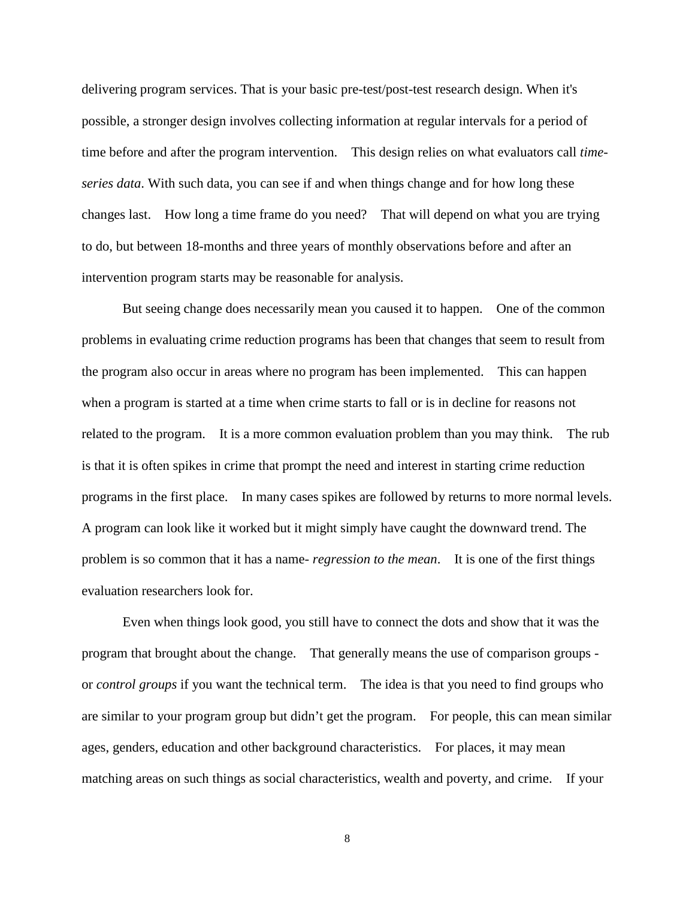delivering program services. That is your basic pre-test/post-test research design. When it's possible, a stronger design involves collecting information at regular intervals for a period of time before and after the program intervention. This design relies on what evaluators call *time-series data*. With such data, you can see if and when things change and for how long these changes last. How long a time frame do you need? That will depend on what you are trying to do, but between 18-months and three years of monthly observations before and after an intervention program starts may be reasonable for analysis.

But seeing change does necessarily mean you caused it to happen. One of the common problems in evaluating crime reduction programs has been that changes that seem to result from the program also occur in areas where no program has been implemented. This can happen when a program is started at a time when crime starts to fall or is in decline for reasons not related to the program. It is a more common evaluation problem than you may think. The rub is that it is often spikes in crime that prompt the need and interest in starting crime reduction programs in the first place. In many cases spikes are followed by returns to more normal levels. A program can look like it worked but it might simply have caught the downward trend. The problem is so common that it has a name- *regression to the mean*. It is one of the first things evaluation researchers look for.

Even when things look good, you still have to connect the dots and show that it was the program that brought about the change. That generally means the use of comparison groups - or *control groups* if you want the technical term. The idea is that you need to find groups who are similar to your program group but didn't get the program. For people, this can mean similar ages, genders, education and other background characteristics. For places, it may mean matching areas on such things as social characteristics, wealth and poverty, and crime. If your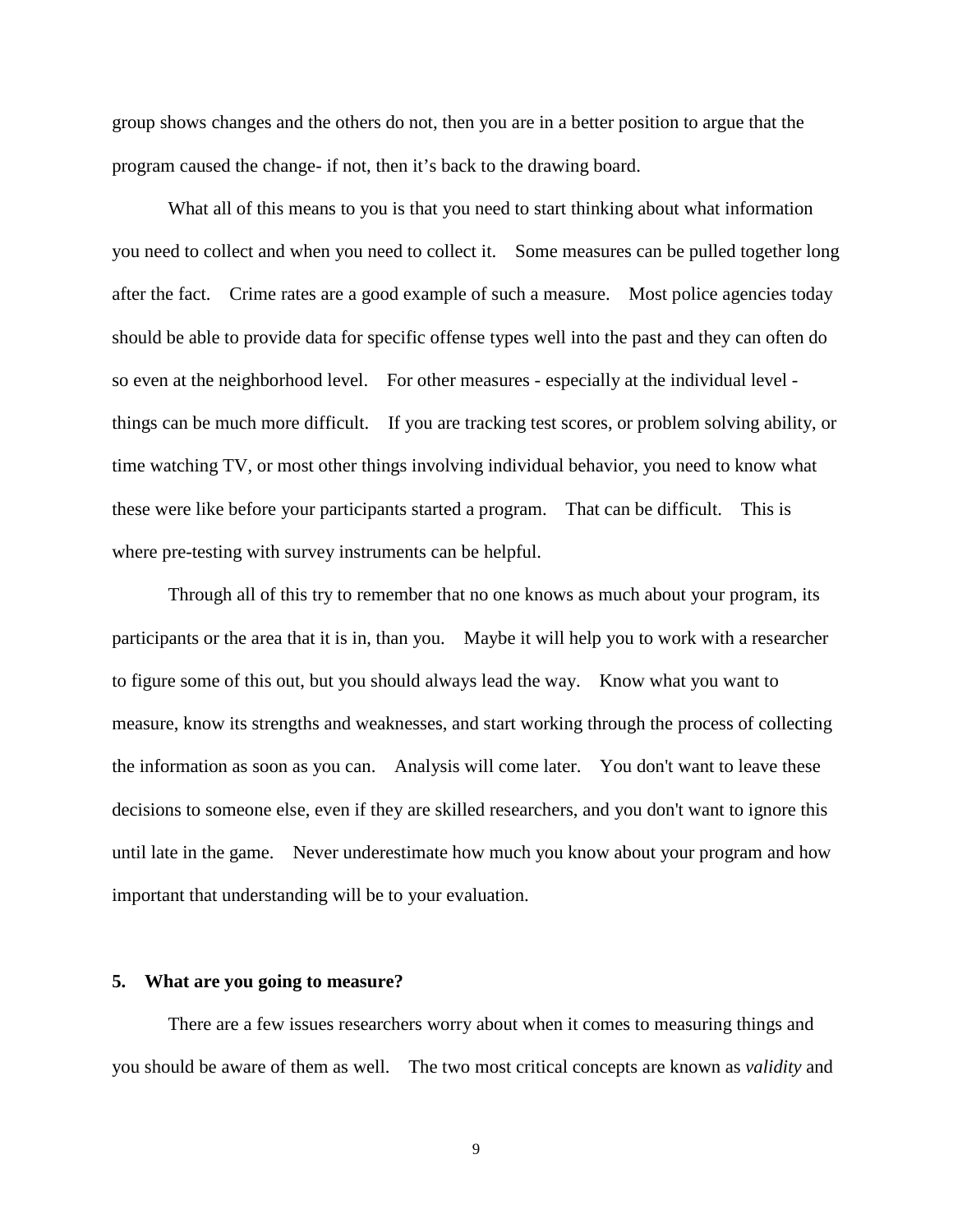group shows changes and the others do not, then you are in a better position to argue that the program caused the change- if not, then it's back to the drawing board.

What all of this means to you is that you need to start thinking about what information you need to collect and when you need to collect it. Some measures can be pulled together long after the fact. Crime rates are a good example of such a measure. Most police agencies today should be able to provide data for specific offense types well into the past and they can often do so even at the neighborhood level. For other measures - especially at the individual level - things can be much more difficult. If you are tracking test scores, or problem solving ability, or time watching TV, or most other things involving individual behavior, you need to know what these were like before your participants started a program. That can be difficult. This is where pre-testing with survey instruments can be helpful.

Through all of this try to remember that no one knows as much about your program, its participants or the area that it is in, than you. Maybe it will help you to work with a researcher to figure some of this out, but you should always lead the way. Know what you want to measure, know its strengths and weaknesses, and start working through the process of collecting the information as soon as you can. Analysis will come later. You don't want to leave these decisions to someone else, even if they are skilled researchers, and you don't want to ignore this until late in the game. Never underestimate how much you know about your program and how important that understanding will be to your evaluation.

### 5. What are you going to measure?

There are a few issues researchers worry about when it comes to measuring things and you should be aware of them as well. The two most critical concepts are known as *validity* and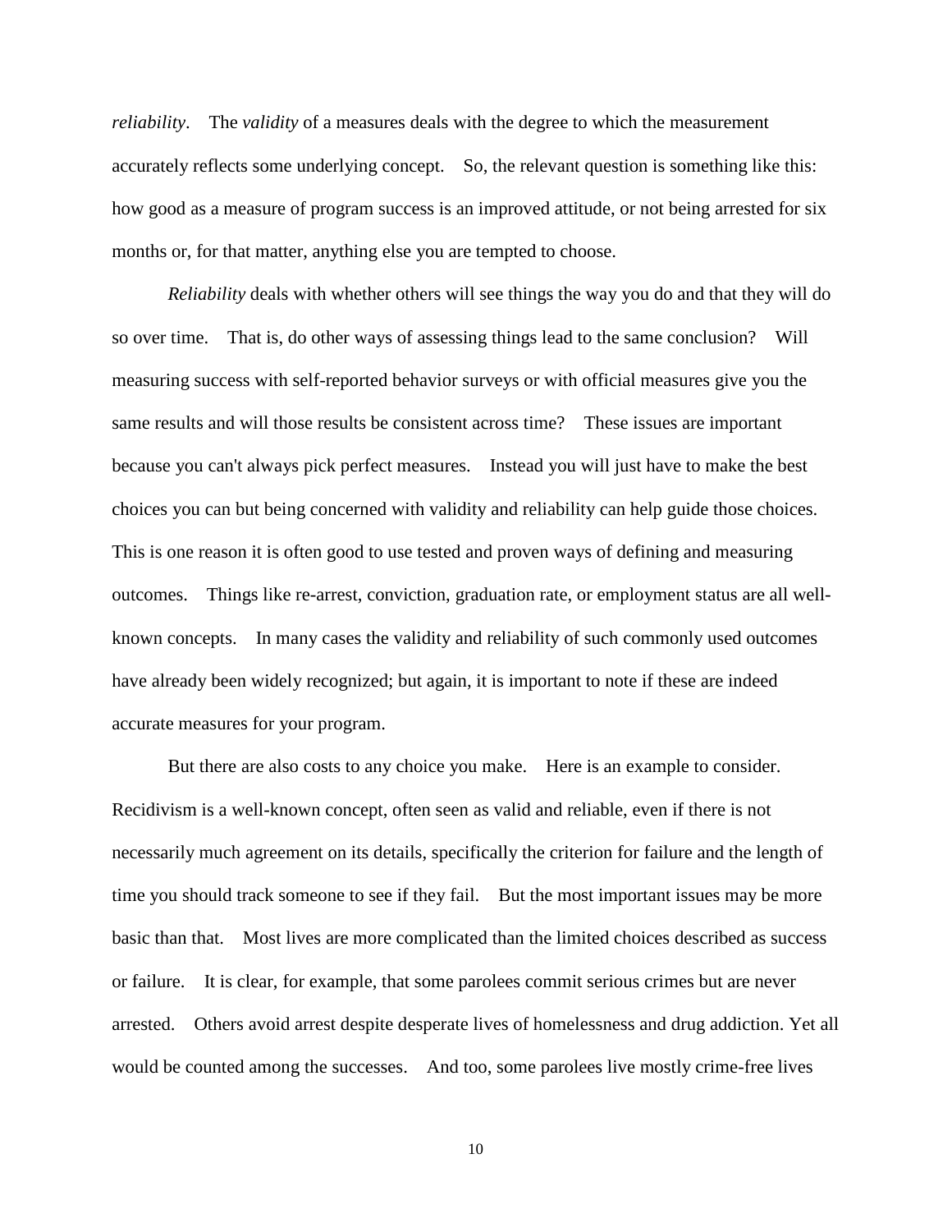*reliability*. The *validity* of a measures deals with the degree to which the measurement accurately reflects some underlying concept. So, the relevant question is something like this: how good as a measure of program success is an improved attitude, or not being arrested for six months or, for that matter, anything else you are tempted to choose.

*Reliability* deals with whether others will see things the way you do and that they will do so over time. That is, do other ways of assessing things lead to the same conclusion? Will measuring success with self-reported behavior surveys or with official measures give you the same results and will those results be consistent across time? These issues are important because you can't always pick perfect measures. Instead you will just have to make the best choices you can but being concerned with validity and reliability can help guide those choices. This is one reason it is often good to use tested and proven ways of defining and measuring outcomes. Things like re-arrest, conviction, graduation rate, or employment status are all well-known concepts. In many cases the validity and reliability of such commonly used outcomes have already been widely recognized; but again, it is important to note if these are indeed accurate measures for your program.

But there are also costs to any choice you make. Here is an example to consider. Recidivism is a well-known concept, often seen as valid and reliable, even if there is not necessarily much agreement on its details, specifically the criterion for failure and the length of time you should track someone to see if they fail. But the most important issues may be more basic than that. Most lives are more complicated than the limited choices described as success or failure. It is clear, for example, that some parolees commit serious crimes but are never arrested. Others avoid arrest despite desperate lives of homelessness and drug addiction. Yet all would be counted among the successes. And too, some parolees live mostly crime-free lives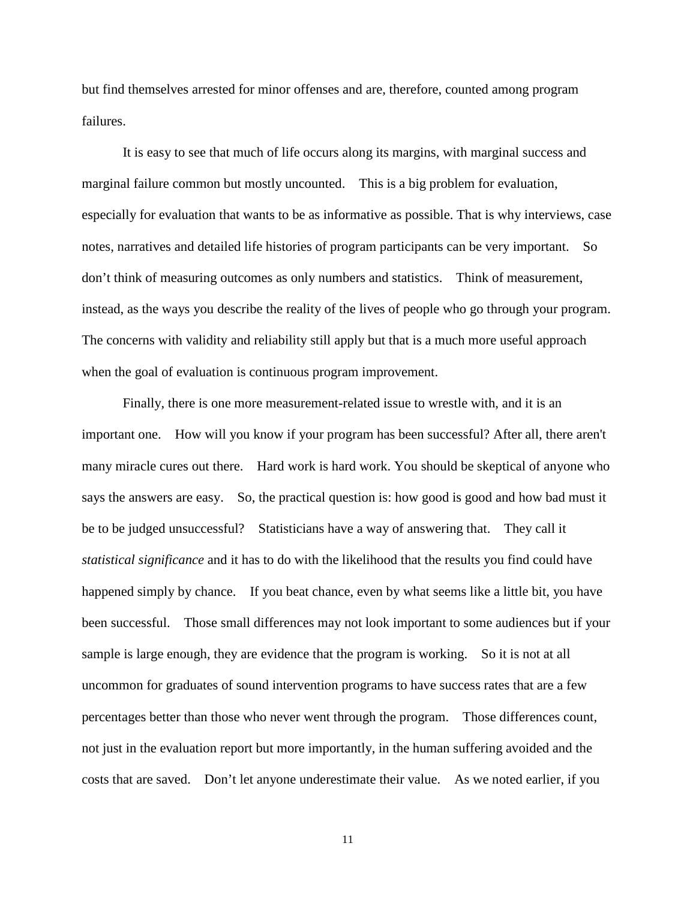but find themselves arrested for minor offenses and are, therefore, counted among program failures.

It is easy to see that much of life occurs along its margins, with marginal success and marginal failure common but mostly uncounted. This is a big problem for evaluation, especially for evaluation that wants to be as informative as possible. That is why interviews, case notes, narratives and detailed life histories of program participants can be very important. So don't think of measuring outcomes as only numbers and statistics. Think of measurement, instead, as the ways you describe the reality of the lives of people who go through your program. The concerns with validity and reliability still apply but that is a much more useful approach when the goal of evaluation is continuous program improvement.

Finally, there is one more measurement-related issue to wrestle with, and it is an important one. How will you know if your program has been successful? After all, there aren't many miracle cures out there. Hard work is hard work. You should be skeptical of anyone who says the answers are easy. So, the practical question is: how good is good and how bad must it be to be judged unsuccessful? Statisticians have a way of answering that. They call it *statistical significance* and it has to do with the likelihood that the results you find could have happened simply by chance. If you beat chance, even by what seems like a little bit, you have been successful. Those small differences may not look important to some audiences but if your sample is large enough, they are evidence that the program is working. So it is not at all uncommon for graduates of sound intervention programs to have success rates that are a few percentages better than those who never went through the program. Those differences count, not just in the evaluation report but more importantly, in the human suffering avoided and the costs that are saved. Don't let anyone underestimate their value. As we noted earlier, if you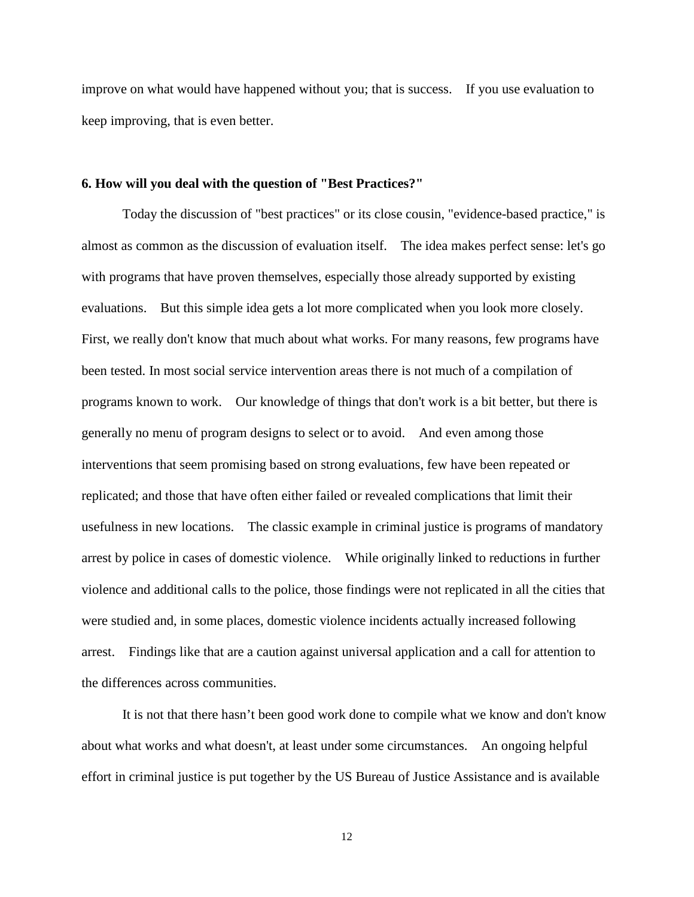improve on what would have happened without you; that is success. If you use evaluation to keep improving, that is even better.

**6. How will you deal with the question of "Best Practices?"**

Today the discussion of "best practices" or its close cousin, "evidence-based practice," is almost as common as the discussion of evaluation itself. The idea makes perfect sense: let's go with programs that have proven themselves, especially those already supported by existing evaluations. But this simple idea gets a lot more complicated when you look more closely. First, we really don't know that much about what works. For many reasons, few programs have been tested. In most social service intervention areas there is not much of a compilation of programs known to work. Our knowledge of things that don't work is a bit better, but there is generally no menu of program designs to select or to avoid. And even among those interventions that seem promising based on strong evaluations, few have been repeated or replicated; and those that have often either failed or revealed complications that limit their usefulness in new locations. The classic example in criminal justice is programs of mandatory arrest by police in cases of domestic violence. While originally linked to reductions in further violence and additional calls to the police, those findings were not replicated in all the cities that were studied and, in some places, domestic violence incidents actually increased following arrest. Findings like that are a caution against universal application and a call for attention to the differences across communities.

It is not that there hasn't been good work done to compile what we know and don't know about what works and what doesn't, at least under some circumstances. An ongoing helpful effort in criminal justice is put together by the US Bureau of Justice Assistance and is available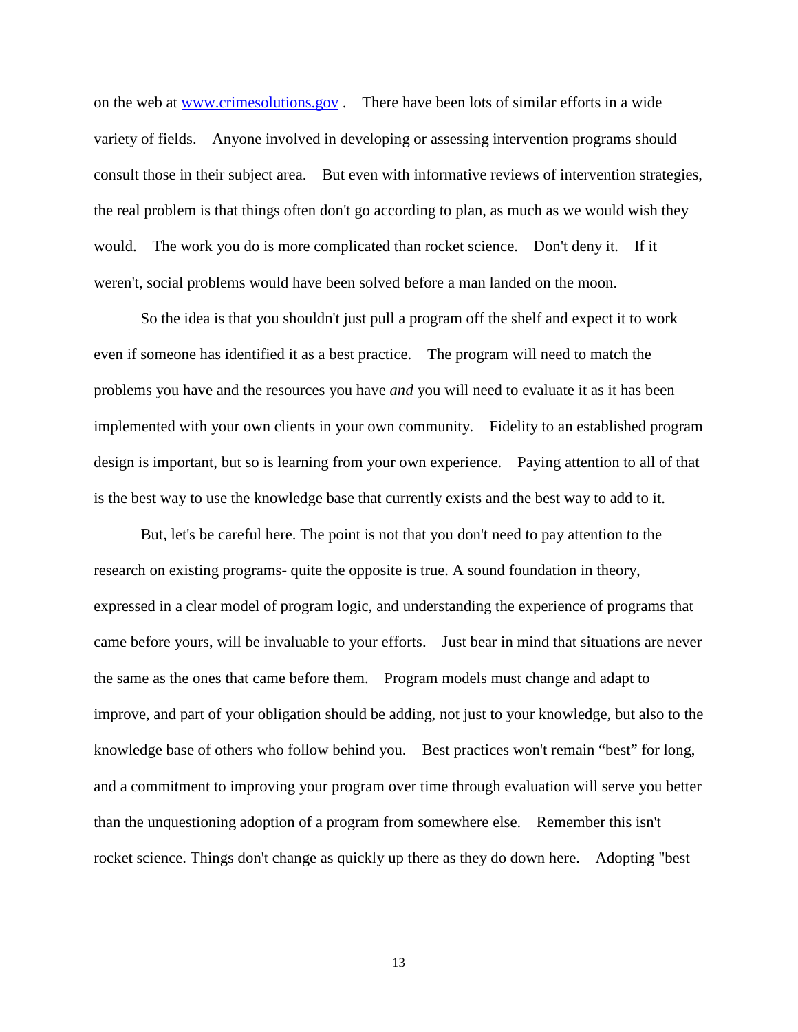on the web at [www.crimesolutions.gov](http://www.crimesolutions.gov) . There have been lots of similar efforts in a wide variety of fields. Anyone involved in developing or assessing intervention programs should consult those in their subject area. But even with informative reviews of intervention strategies, the real problem is that things often don't go according to plan, as much as we would wish they would. The work you do is more complicated than rocket science. Don't deny it. If it weren't, social problems would have been solved before a man landed on the moon.

So the idea is that you shouldn't just pull a program off the shelf and expect it to work even if someone has identified it as a best practice. The program will need to match the problems you have and the resources you have *and* you will need to evaluate it as it has been implemented with your own clients in your own community. Fidelity to an established program design is important, but so is learning from your own experience. Paying attention to all of that is the best way to use the knowledge base that currently exists and the best way to add to it.

But, let's be careful here. The point is not that you don't need to pay attention to the research on existing programs- quite the opposite is true. A sound foundation in theory, expressed in a clear model of program logic, and understanding the experience of programs that came before yours, will be invaluable to your efforts. Just bear in mind that situations are never the same as the ones that came before them. Program models must change and adapt to improve, and part of your obligation should be adding, not just to your knowledge, but also to the knowledge base of others who follow behind you. Best practices won't remain "best" for long, and a commitment to improving your program over time through evaluation will serve you better than the unquestioning adoption of a program from somewhere else. Remember this isn't rocket science. Things don't change as quickly up there as they do down here. Adopting "best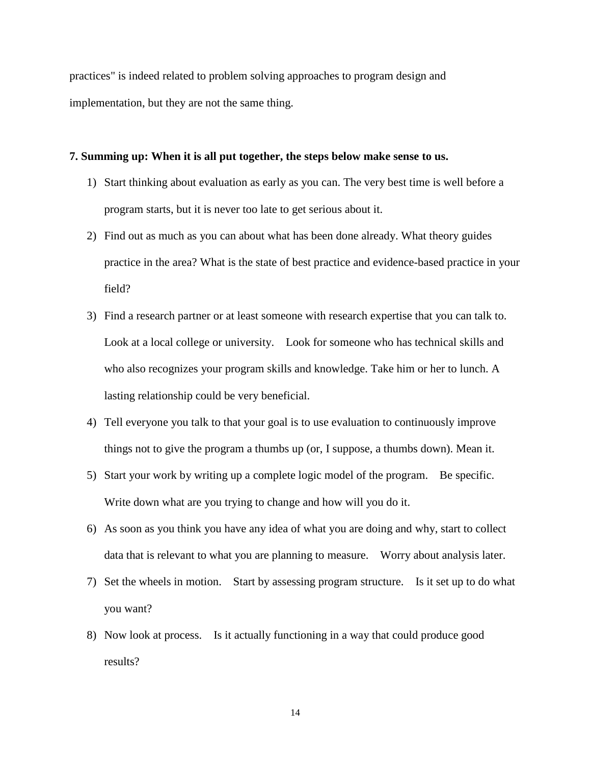practices" is indeed related to problem solving approaches to program design and implementation, but they are not the same thing.

**7. Summing up: When it is all put together, the steps below make sense to us.**

1) Start thinking about evaluation as early as you can. The very best time is well before a program starts, but it is never too late to get serious about it.
2) Find out as much as you can about what has been done already. What theory guides practice in the area? What is the state of best practice and evidence-based practice in your field?
3) Find a research partner or at least someone with research expertise that you can talk to. Look at a local college or university. Look for someone who has technical skills and who also recognizes your program skills and knowledge. Take him or her to lunch. A lasting relationship could be very beneficial.
4) Tell everyone you talk to that your goal is to use evaluation to continuously improve things not to give the program a thumbs up (or, I suppose, a thumbs down). Mean it.
5) Start your work by writing up a complete logic model of the program. Be specific. Write down what are you trying to change and how will you do it.
6) As soon as you think you have any idea of what you are doing and why, start to collect data that is relevant to what you are planning to measure. Worry about analysis later.
7) Set the wheels in motion. Start by assessing program structure. Is it set up to do what you want?
8) Now look at process. Is it actually functioning in a way that could produce good results?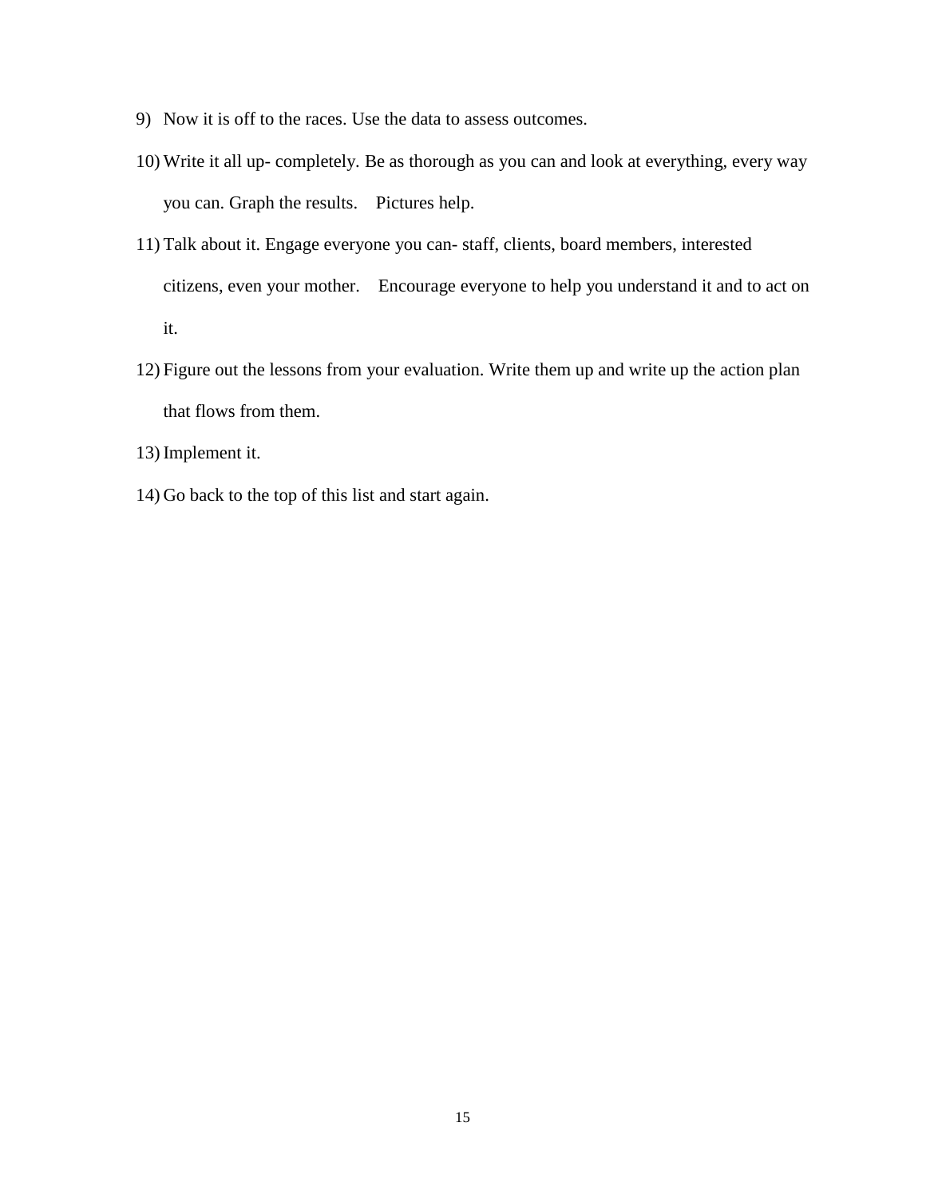9) Now it is off to the races. Use the data to assess outcomes.
10) Write it all up- completely. Be as thorough as you can and look at everything, every way you can. Graph the results. Pictures help.
11) Talk about it. Engage everyone you can- staff, clients, board members, interested citizens, even your mother. Encourage everyone to help you understand it and to act on it.
12) Figure out the lessons from your evaluation. Write them up and write up the action plan that flows from them.
13) Implement it.
14) Go back to the top of this list and start again.